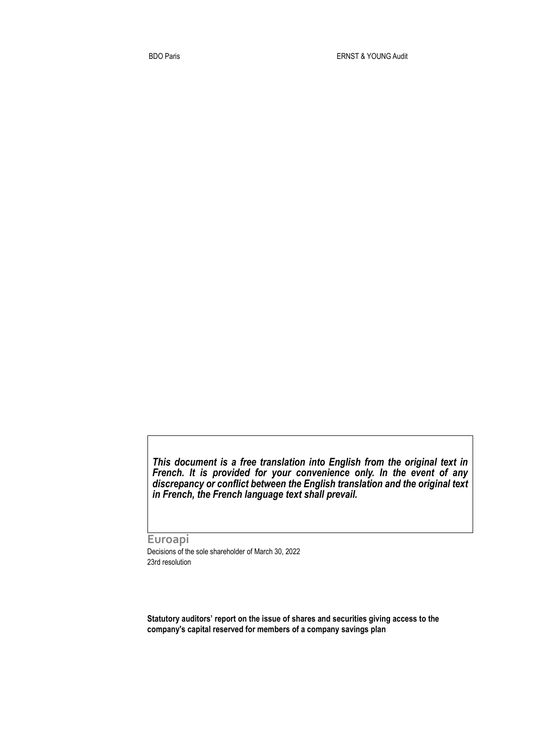BDO Paris | ERNST & YOUNG Audit

***This document is a free translation into English from the original text in French. It is provided for your convenience only. In the event of any discrepancy or conflict between the English translation and the original text in French, the French language text shall prevail.***

**Euroapi**

Decisions of the sole shareholder of March 30, 2022

23rd resolution

**Statutory auditors' report on the issue of shares and securities giving access to the company's capital reserved for members of a company savings plan**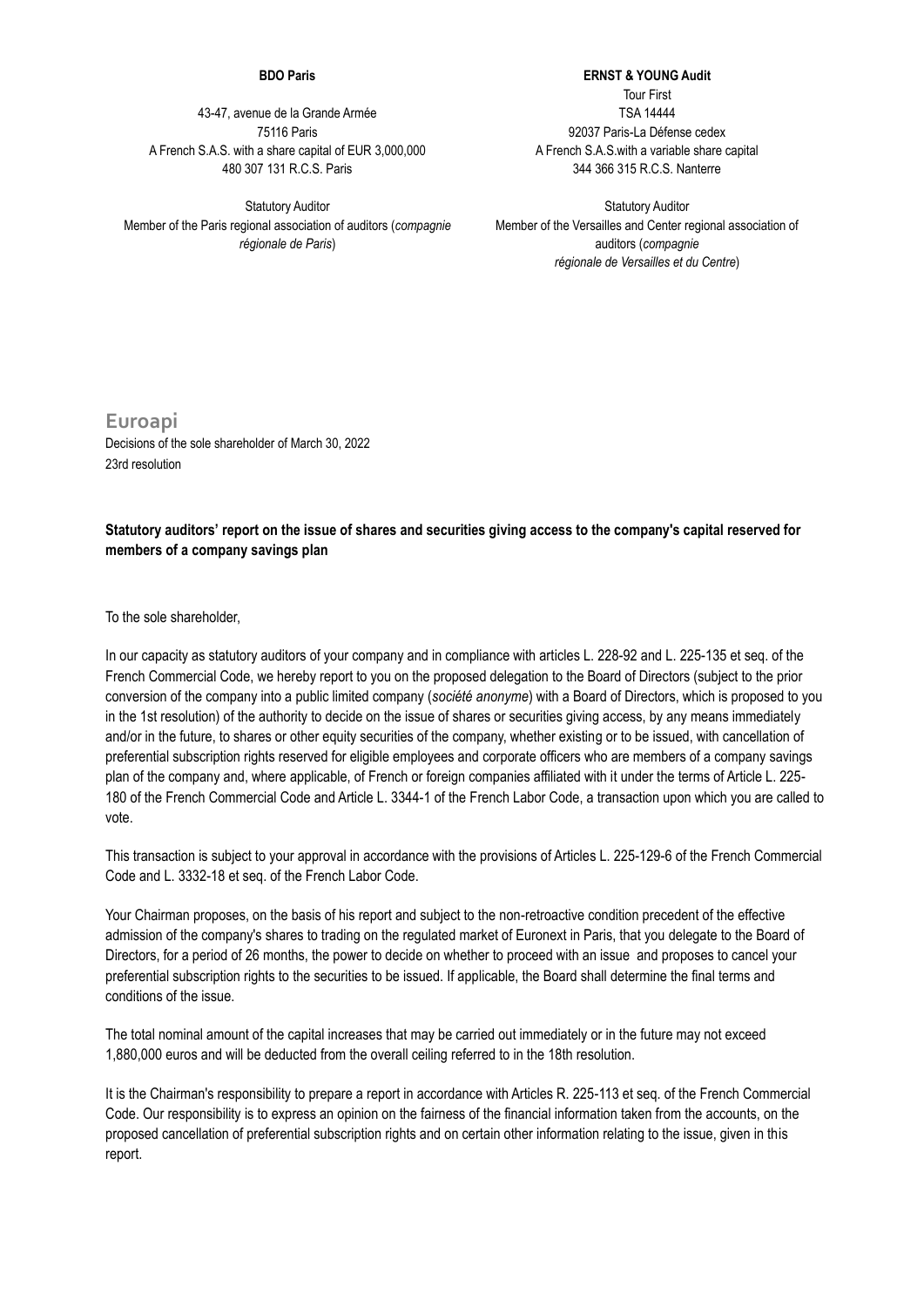**BDO Paris**

43-47, avenue de la Grande Armée
75116 Paris
A French S.A.S. with a share capital of EUR 3,000,000
480 307 131 R.C.S. Paris

Statutory Auditor
Member of the Paris regional association of auditors (*compagnie régionale de Paris*)

**ERNST & YOUNG Audit**

Tour First
TSA 14444
92037 Paris-La Défense cedex
A French S.A.S.with a variable share capital
344 366 315 R.C.S. Nanterre

Statutory Auditor
Member of the Versailles and Center regional association of auditors (*compagnie régionale de Versailles et du Centre*)

## Euroapi

Decisions of the sole shareholder of March 30, 2022
23rd resolution

**Statutory auditors' report on the issue of shares and securities giving access to the company's capital reserved for members of a company savings plan**

To the sole shareholder,

In our capacity as statutory auditors of your company and in compliance with articles L. 228-92 and L. 225-135 et seq. of the French Commercial Code, we hereby report to you on the proposed delegation to the Board of Directors (subject to the prior conversion of the company into a public limited company (*société anonyme*) with a Board of Directors, which is proposed to you in the 1st resolution) of the authority to decide on the issue of shares or securities giving access, by any means immediately and/or in the future, to shares or other equity securities of the company, whether existing or to be issued, with cancellation of preferential subscription rights reserved for eligible employees and corporate officers who are members of a company savings plan of the company and, where applicable, of French or foreign companies affiliated with it under the terms of Article L. 225-180 of the French Commercial Code and Article L. 3344-1 of the French Labor Code, a transaction upon which you are called to vote.

This transaction is subject to your approval in accordance with the provisions of Articles L. 225-129-6 of the French Commercial Code and L. 3332-18 et seq. of the French Labor Code.

Your Chairman proposes, on the basis of his report and subject to the non-retroactive condition precedent of the effective admission of the company's shares to trading on the regulated market of Euronext in Paris, that you delegate to the Board of Directors, for a period of 26 months, the power to decide on whether to proceed with an issue and proposes to cancel your preferential subscription rights to the securities to be issued. If applicable, the Board shall determine the final terms and conditions of the issue.

The total nominal amount of the capital increases that may be carried out immediately or in the future may not exceed 1,880,000 euros and will be deducted from the overall ceiling referred to in the 18th resolution.

It is the Chairman's responsibility to prepare a report in accordance with Articles R. 225-113 et seq. of the French Commercial Code. Our responsibility is to express an opinion on the fairness of the financial information taken from the accounts, on the proposed cancellation of preferential subscription rights and on certain other information relating to the issue, given in this report.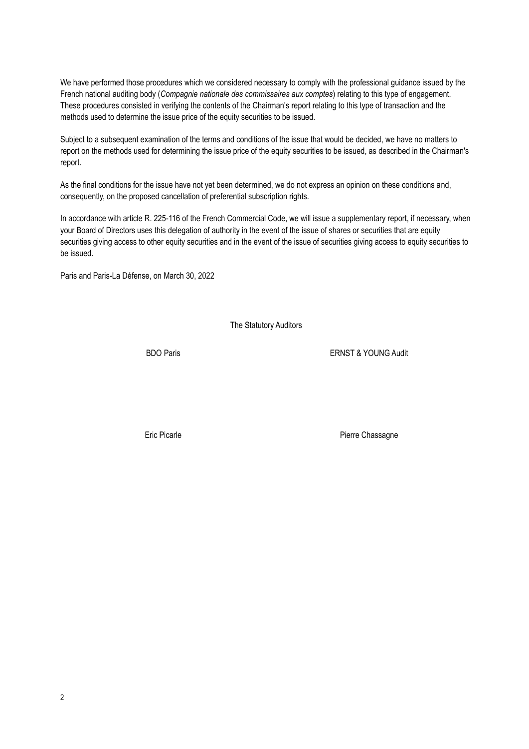We have performed those procedures which we considered necessary to comply with the professional guidance issued by the French national auditing body (*Compagnie nationale des commissaires aux comptes*) relating to this type of engagement. These procedures consisted in verifying the contents of the Chairman's report relating to this type of transaction and the methods used to determine the issue price of the equity securities to be issued.

Subject to a subsequent examination of the terms and conditions of the issue that would be decided, we have no matters to report on the methods used for determining the issue price of the equity securities to be issued, as described in the Chairman's report.

As the final conditions for the issue have not yet been determined, we do not express an opinion on these conditions and, consequently, on the proposed cancellation of preferential subscription rights.

In accordance with article R. 225-116 of the French Commercial Code, we will issue a supplementary report, if necessary, when your Board of Directors uses this delegation of authority in the event of the issue of shares or securities that are equity securities giving access to other equity securities and in the event of the issue of securities giving access to equity securities to be issued.

Paris and Paris-La Défense, on March 30, 2022

The Statutory Auditors

| | |
|---|---|
| BDO Paris | ERNST & YOUNG Audit |
| Eric Picarle | Pierre Chassagne |